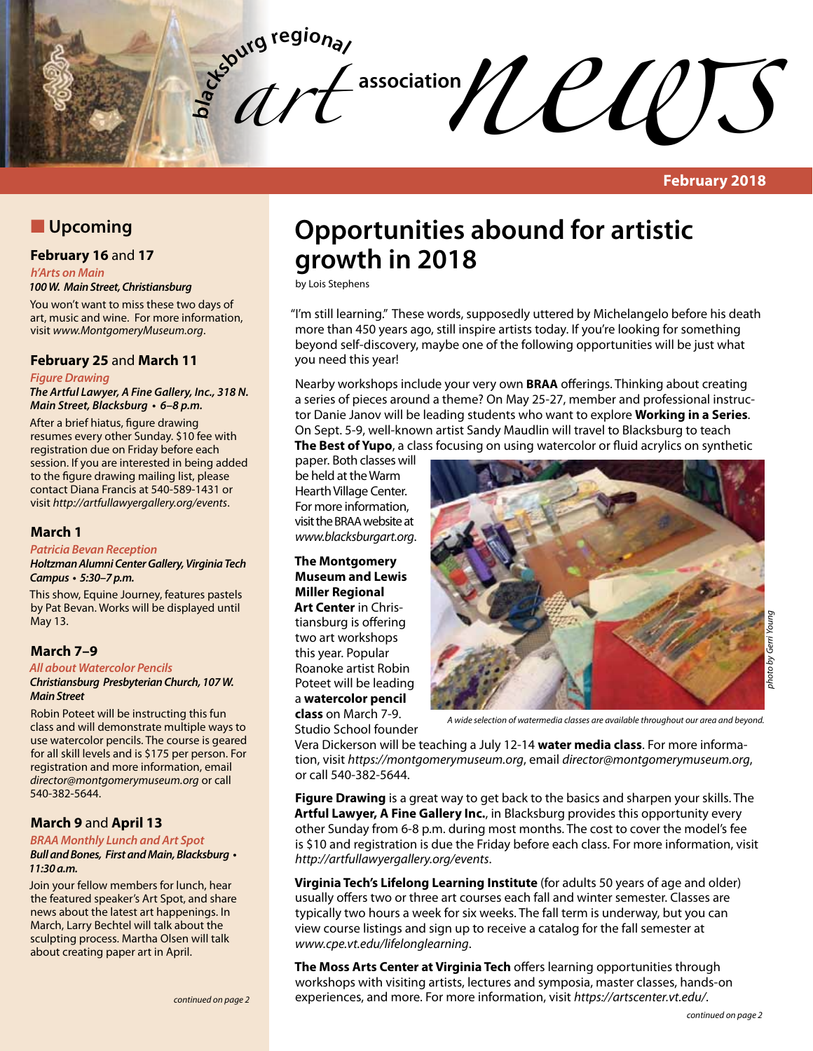# blacksburg regional art association news

**February 2018**

## Upcoming

### February 16 and 17

*h'Arts on Main*

***100 W. Main Street, Christiansburg***

You won't want to miss these two days of art, music and wine. For more information, visit *www.MontgomeryMuseum.org*.

### February 25 and March 11

*Figure Drawing*

***The Artful Lawyer, A Fine Gallery, Inc., 318 N. Main Street, Blacksburg • 6–8 p.m.***

After a brief hiatus, figure drawing resumes every other Sunday. $10 fee with registration due on Friday before each session. If you are interested in being added to the figure drawing mailing list, please contact Diana Francis at 540-589-1431 or visit *http://artfullawyergallery.org/events*.

### March 1

*Patricia Bevan Reception*

***Holtzman Alumni Center Gallery, Virginia Tech Campus • 5:30–7 p.m.***

This show, Equine Journey, features pastels by Pat Bevan. Works will be displayed until May 13.

### March 7–9

*All about Watercolor Pencils*

***Christiansburg Presbyterian Church, 107 W. Main Street***

Robin Poteet will be instructing this fun class and will demonstrate multiple ways to use watercolor pencils. The course is geared for all skill levels and is $175 per person. For registration and more information, email *director@montgomerymuseum.org* or call 540-382-5644.

### March 9 and April 13

*BRAA Monthly Lunch and Art Spot*

***Bull and Bones, First and Main, Blacksburg • 11:30 a.m.***

Join your fellow members for lunch, hear the featured speaker's Art Spot, and share news about the latest art happenings. In March, Larry Bechtel will talk about the sculpting process. Martha Olsen will talk about creating paper art in April.

*continued on page 2*

# Opportunities abound for artistic growth in 2018

by Lois Stephens

"I'm still learning." These words, supposedly uttered by Michelangelo before his death more than 450 years ago, still inspire artists today. If you're looking for something beyond self-discovery, maybe one of the following opportunities will be just what you need this year!

Nearby workshops include your very own **BRAA** offerings. Thinking about creating a series of pieces around a theme? On May 25-27, member and professional instructor Danie Janov will be leading students who want to explore **Working in a Series**. On Sept. 5-9, well-known artist Sandy Maudlin will travel to Blacksburg to teach **The Best of Yupo**, a class focusing on using watercolor or fluid acrylics on synthetic paper. Both classes will be held at the Warm Hearth Village Center. For more information, visit the BRAA website at *www.blacksburgart.org*.

**The Montgomery Museum and Lewis Miller Regional Art Center** in Christiansburg is offering two art workshops this year. Popular Roanoke artist Robin Poteet will be leading a **watercolor pencil class** on March 7-9. Studio School founder Vera Dickerson will be teaching a July 12-14 **water media class**. For more information, visit *https://montgomerymuseum.org*, email *director@montgomerymuseum.org*, or call 540-382-5644.

*A wide selection of watermedia classes are available throughout our area and beyond.*

*photo by Gerri Young*

**Figure Drawing** is a great way to get back to the basics and sharpen your skills. The **Artful Lawyer, A Fine Gallery Inc.**, in Blacksburg provides this opportunity every other Sunday from 6-8 p.m. during most months. The cost to cover the model's fee is $10 and registration is due the Friday before each class. For more information, visit *http://artfullawyergallery.org/events*.

**Virginia Tech's Lifelong Learning Institute** (for adults 50 years of age and older) usually offers two or three art courses each fall and winter semester. Classes are typically two hours a week for six weeks. The fall term is underway, but you can view course listings and sign up to receive a catalog for the fall semester at *www.cpe.vt.edu/lifelonglearning*.

**The Moss Arts Center at Virginia Tech** offers learning opportunities through workshops with visiting artists, lectures and symposia, master classes, hands-on experiences, and more. For more information, visit *https://artscenter.vt.edu/*.

*continued on page 2*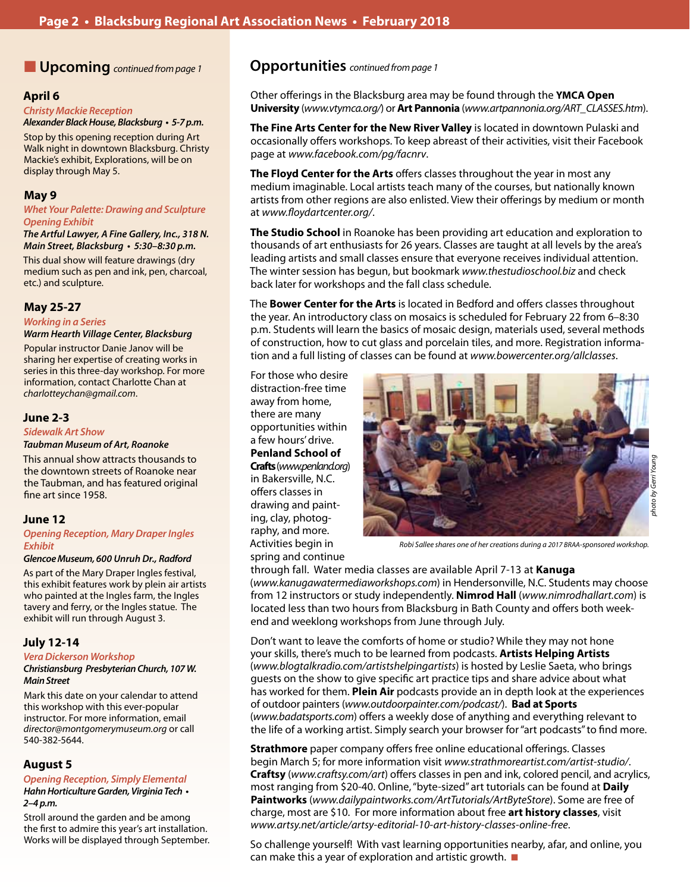## Upcoming *continued from page 1*

### April 6

*Christy Mackie Reception*

***Alexander Black House, Blacksburg • 5-7 p.m.***

Stop by this opening reception during Art Walk night in downtown Blacksburg. Christy Mackie's exhibit, Explorations, will be on display through May 5.

### May 9

*Whet Your Palette: Drawing and Sculpture Opening Exhibit*

***The Artful Lawyer, A Fine Gallery, Inc., 318 N. Main Street, Blacksburg • 5:30–8:30 p.m.***

This dual show will feature drawings (dry medium such as pen and ink, pen, charcoal, etc.) and sculpture.

### May 25-27

*Working in a Series*

***Warm Hearth Village Center, Blacksburg***

Popular instructor Danie Janov will be sharing her expertise of creating works in series in this three-day workshop. For more information, contact Charlotte Chan at *charlotteychan@gmail.com*.

### June 2-3

*Sidewalk Art Show*

***Taubman Museum of Art, Roanoke***

This annual show attracts thousands to the downtown streets of Roanoke near the Taubman, and has featured original fine art since 1958.

### June 12

*Opening Reception, Mary Draper Ingles Exhibit*

***Glencoe Museum, 600 Unruh Dr., Radford***

As part of the Mary Draper Ingles festival, this exhibit features work by plein air artists who painted at the Ingles farm, the Ingles tavery and ferry, or the Ingles statue. The exhibit will run through August 3.

### July 12-14

*Vera Dickerson Workshop*

***Christiansburg Presbyterian Church, 107 W. Main Street***

Mark this date on your calendar to attend this workshop with this ever-popular instructor. For more information, email *director@montgomerymuseum.org* or call 540-382-5644.

### August 5

*Opening Reception, Simply Elemental*

***Hahn Horticulture Garden, Virginia Tech • 2–4 p.m.***

Stroll around the garden and be among the first to admire this year's art installation. Works will be displayed through September.

## Opportunities *continued from page 1*

Other offerings in the Blacksburg area may be found through the **YMCA Open University** (*www.vtymca.org/*) or **Art Pannonia** (*www.artpannonia.org/ART_CLASSES.htm*).

**The Fine Arts Center for the New River Valley** is located in downtown Pulaski and occasionally offers workshops. To keep abreast of their activities, visit their Facebook page at *www.facebook.com/pg/facnrv*.

**The Floyd Center for the Arts** offers classes throughout the year in most any medium imaginable. Local artists teach many of the courses, but nationally known artists from other regions are also enlisted. View their offerings by medium or month at *www.floydartcenter.org/*.

**The Studio School** in Roanoke has been providing art education and exploration to thousands of art enthusiasts for 26 years. Classes are taught at all levels by the area's leading artists and small classes ensure that everyone receives individual attention. The winter session has begun, but bookmark *www.thestudioschool.biz* and check back later for workshops and the fall class schedule.

The **Bower Center for the Arts** is located in Bedford and offers classes throughout the year. An introductory class on mosaics is scheduled for February 22 from 6–8:30 p.m. Students will learn the basics of mosaic design, materials used, several methods of construction, how to cut glass and porcelain tiles, and more. Registration information and a full listing of classes can be found at *www.bowercenter.org/allclasses*.

For those who desire distraction-free time away from home, there are many opportunities within a few hours' drive. **Penland School of Crafts** (*www.penland.org*) in Bakersville, N.C. offers classes in drawing and painting, clay, photography, and more. Activities begin in spring and continue through fall. Water media classes are available April 7-13 at **Kanuga** (*www.kanugawatermediaworkshops.com*) in Hendersonville, N.C. Students may choose from 12 instructors or study independently. **Nimrod Hall** (*www.nimrodhallart.com*) is located less than two hours from Blacksburg in Bath County and offers both weekend and weeklong workshops from June through July.

*photo by Gerri Young*

*Robi Sallee shares one of her creations during a 2017 BRAA-sponsored workshop.*

Don't want to leave the comforts of home or studio? While they may not hone your skills, there's much to be learned from podcasts. **Artists Helping Artists** (*www.blogtalkradio.com/artistshelpingartists*) is hosted by Leslie Saeta, who brings guests on the show to give specific art practice tips and share advice about what has worked for them. **Plein Air** podcasts provide an in depth look at the experiences of outdoor painters (*www.outdoorpainter.com/podcast/*). **Bad at Sports** (*www.badatsports.com*) offers a weekly dose of anything and everything relevant to the life of a working artist. Simply search your browser for "art podcasts" to find more.

**Strathmore** paper company offers free online educational offerings. Classes begin March 5; for more information visit *www.strathmoreartist.com/artist-studio/*. **Craftsy** (*www.craftsy.com/art*) offers classes in pen and ink, colored pencil, and acrylics, most ranging from $20-40. Online, "byte-sized" art tutorials can be found at **Daily Paintworks** (*www.dailypaintworks.com/ArtTutorials/ArtByteStore*). Some are free of charge, most are $10. For more information about free **art history classes**, visit *www.artsy.net/article/artsy-editorial-10-art-history-classes-online-free*.

So challenge yourself! With vast learning opportunities nearby, afar, and online, you can make this a year of exploration and artistic growth. ■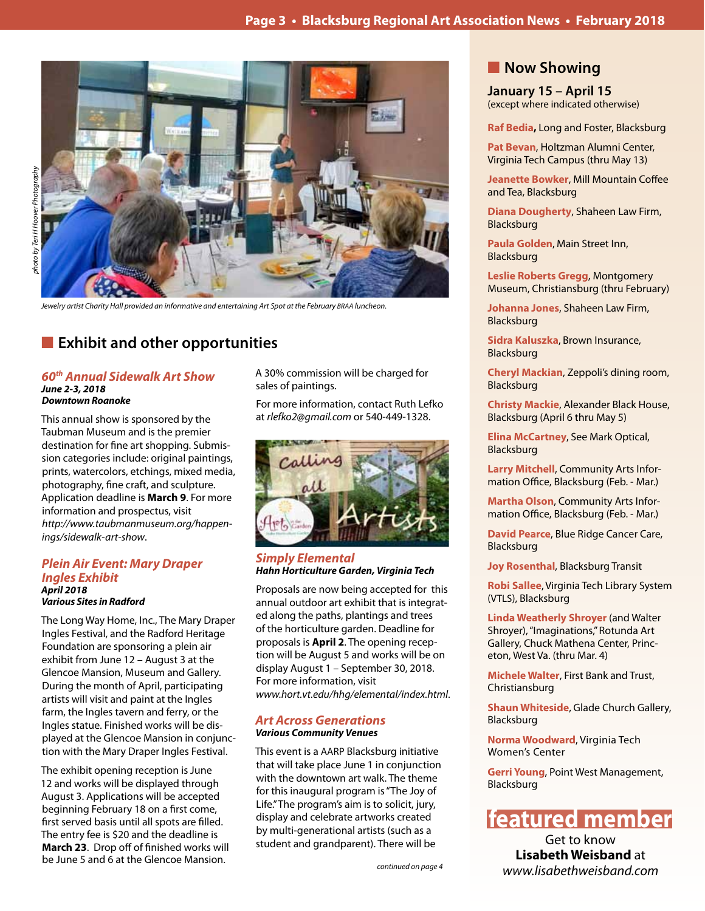photo by Teri H Hoover Photography

*Jewelry artist Charity Hall provided an informative and entertaining Art Spot at the February BRAA luncheon.*

## Exhibit and other opportunities

### *60th Annual Sidewalk Art Show*

***June 2-3, 2018***
***Downtown Roanoke***

This annual show is sponsored by the Taubman Museum and is the premier destination for fine art shopping. Submission categories include: original paintings, prints, watercolors, etchings, mixed media, photography, fine craft, and sculpture. Application deadline is **March 9**. For more information and prospectus, visit *http://www.taubmanmuseum.org/happenings/sidewalk-art-show*.

### *Plein Air Event: Mary Draper Ingles Exhibit*

***April 2018***
***Various Sites in Radford***

The Long Way Home, Inc., The Mary Draper Ingles Festival, and the Radford Heritage Foundation are sponsoring a plein air exhibit from June 12 – August 3 at the Glencoe Mansion, Museum and Gallery. During the month of April, participating artists will visit and paint at the Ingles farm, the Ingles tavern and ferry, or the Ingles statue. Finished works will be displayed at the Glencoe Mansion in conjunction with the Mary Draper Ingles Festival.

The exhibit opening reception is June 12 and works will be displayed through August 3. Applications will be accepted beginning February 18 on a first come, first served basis until all spots are filled. The entry fee is $20 and the deadline is **March 23**. Drop off of finished works will be June 5 and 6 at the Glencoe Mansion.

A 30% commission will be charged for sales of paintings.

For more information, contact Ruth Lefko at *rlefko2@gmail.com* or 540-449-1328.

Calling all Artists — Art in the Garden

### *Simply Elemental*

***Hahn Horticulture Garden, Virginia Tech***

Proposals are now being accepted for this annual outdoor art exhibit that is integrated along the paths, plantings and trees of the horticulture garden. Deadline for proposals is **April 2**. The opening reception will be August 5 and works will be on display August 1 – September 30, 2018. For more information, visit *www.hort.vt.edu/hhg/elemental/index.html*.

### *Art Across Generations*

***Various Community Venues***

This event is a AARP Blacksburg initiative that will take place June 1 in conjunction with the downtown art walk. The theme for this inaugural program is "The Joy of Life." The program's aim is to solicit, jury, display and celebrate artworks created by multi-generational artists (such as a student and grandparent). There will be

*continued on page 4*

## Now Showing

**January 15 – April 15**
(except where indicated otherwise)

**Raf Bedia**, Long and Foster, Blacksburg

**Pat Bevan**, Holtzman Alumni Center, Virginia Tech Campus (thru May 13)

**Jeanette Bowker**, Mill Mountain Coffee and Tea, Blacksburg

**Diana Dougherty**, Shaheen Law Firm, Blacksburg

**Paula Golden**, Main Street Inn, Blacksburg

**Leslie Roberts Gregg**, Montgomery Museum, Christiansburg (thru February)

**Johanna Jones**, Shaheen Law Firm, Blacksburg

**Sidra Kaluszka**, Brown Insurance, Blacksburg

**Cheryl Mackian**, Zeppoli's dining room, Blacksburg

**Christy Mackie**, Alexander Black House, Blacksburg (April 6 thru May 5)

**Elina McCartney**, See Mark Optical, Blacksburg

**Larry Mitchell**, Community Arts Information Office, Blacksburg (Feb. - Mar.)

**Martha Olson**, Community Arts Information Office, Blacksburg (Feb. - Mar.)

**David Pearce**, Blue Ridge Cancer Care, Blacksburg

**Joy Rosenthal**, Blacksburg Transit

**Robi Sallee**, Virginia Tech Library System (VTLS), Blacksburg

**Linda Weatherly Shroyer** (and Walter Shroyer), "Imaginations," Rotunda Art Gallery, Chuck Mathena Center, Princeton, West Va. (thru Mar. 4)

**Michele Walter**, First Bank and Trust, Christiansburg

**Shaun Whiteside**, Glade Church Gallery, Blacksburg

**Norma Woodward**, Virginia Tech Women's Center

**Gerri Young**, Point West Management, Blacksburg

## featured member

Get to know
**Lisabeth Weisband** at
*www.lisabethweisband.com*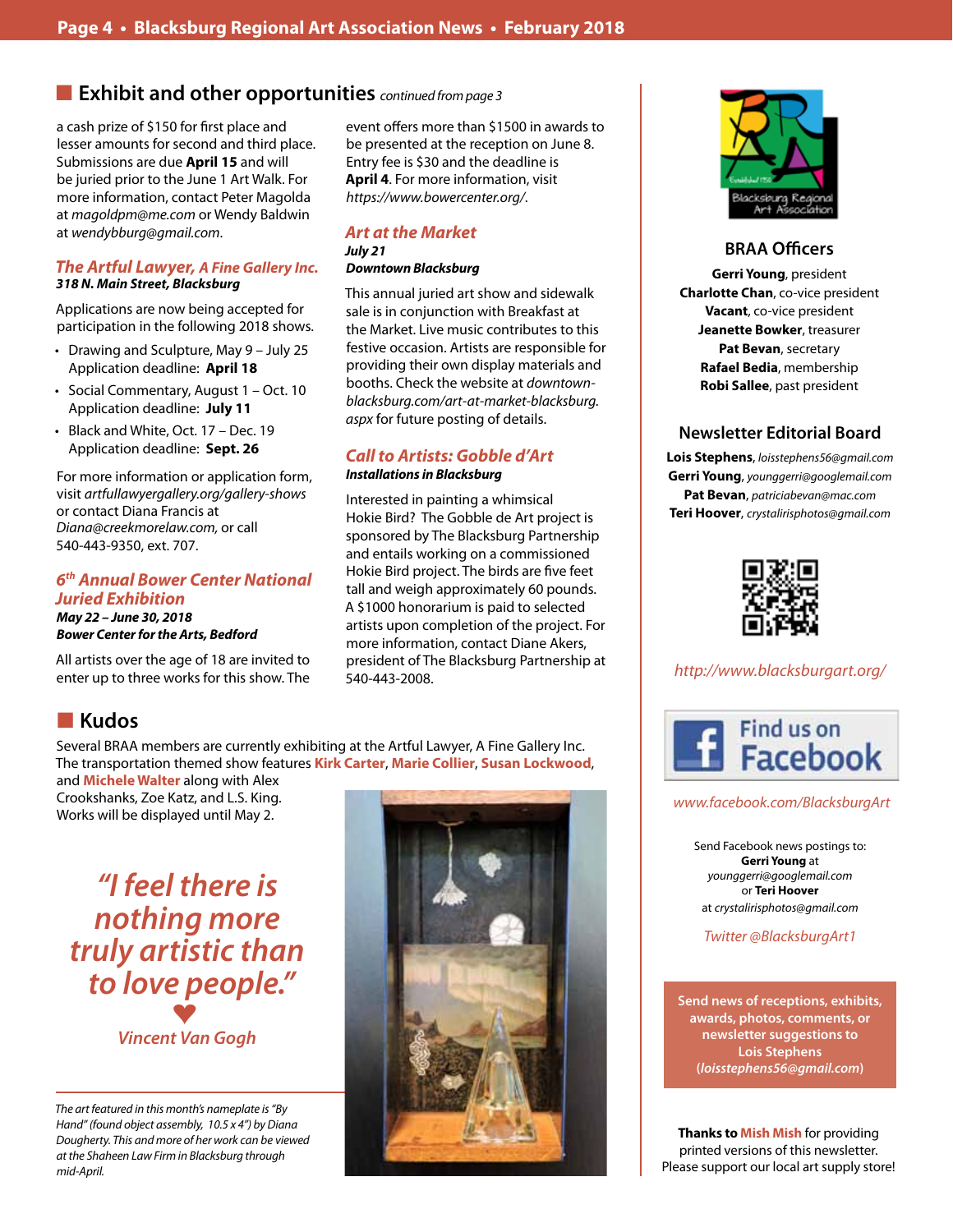## Exhibit and other opportunities *continued from page 3*

a cash prize of $150 for first place and lesser amounts for second and third place. Submissions are due **April 15** and will be juried prior to the June 1 Art Walk. For more information, contact Peter Magolda at *magoldpm@me.com* or Wendy Baldwin at *wendybburg@gmail.com*.

### *The Artful Lawyer, A Fine Gallery Inc.*

***318 N. Main Street, Blacksburg***

Applications are now being accepted for participation in the following 2018 shows.

- Drawing and Sculpture, May 9 – July 25
  Application deadline: **April 18**
- Social Commentary, August 1 – Oct. 10
  Application deadline: **July 11**
- Black and White, Oct. 17 – Dec. 19
  Application deadline: **Sept. 26**

For more information or application form, visit *artfullawyergallery.org/gallery-shows* or contact Diana Francis at *Diana@creekmorelaw.com*, or call 540-443-9350, ext. 707.

### *6th Annual Bower Center National Juried Exhibition*

***May 22 – June 30, 2018***
***Bower Center for the Arts, Bedford***

All artists over the age of 18 are invited to enter up to three works for this show. The event offers more than $1500 in awards to be presented at the reception on June 8. Entry fee is $30 and the deadline is **April 4**. For more information, visit *https://www.bowercenter.org/*.

### *Art at the Market*

***July 21***
***Downtown Blacksburg***

This annual juried art show and sidewalk sale is in conjunction with Breakfast at the Market. Live music contributes to this festive occasion. Artists are responsible for providing their own display materials and booths. Check the website at *downtown-blacksburg.com/art-at-market-blacksburg.aspx* for future posting of details.

### *Call to Artists: Gobble d'Art*

***Installations in Blacksburg***

Interested in painting a whimsical Hokie Bird? The Gobble de Art project is sponsored by The Blacksburg Partnership and entails working on a commissioned Hokie Bird project. The birds are five feet tall and weigh approximately 60 pounds. A $1000 honorarium is paid to selected artists upon completion of the project. For more information, contact Diane Akers, president of The Blacksburg Partnership at 540-443-2008.

## Kudos

Several BRAA members are currently exhibiting at the Artful Lawyer, A Fine Gallery Inc. The transportation themed show features **Kirk Carter**, **Marie Collier**, **Susan Lockwood**, and **Michele Walter** along with Alex Crookshanks, Zoe Katz, and L.S. King. Works will be displayed until May 2.

***"I feel there is nothing more truly artistic than to love people."***

♥

*Vincent Van Gogh*

*The art featured in this month's nameplate is "By Hand" (found object assembly, 10.5 x 4") by Diana Dougherty. This and more of her work can be viewed at the Shaheen Law Firm in Blacksburg through mid-April.*

Established 1958
Blacksburg Regional Art Association

### BRAA Officers

**Gerri Young**, president
**Charlotte Chan**, co-vice president
**Vacant**, co-vice president
**Jeanette Bowker**, treasurer
**Pat Bevan**, secretary
**Rafael Bedia**, membership
**Robi Sallee**, past president

### Newsletter Editorial Board

**Lois Stephens**, *loisstephens56@gmail.com*
**Gerri Young**, *younggerri@googlemail.com*
**Pat Bevan**, *patriciabevan@mac.com*
**Teri Hoover**, *crystalirisphotos@gmail.com*

*http://www.blacksburgart.org/*

Find us on Facebook

*www.facebook.com/BlacksburgArt*

Send Facebook news postings to:
**Gerri Young** at
*younggerri@googlemail.com*
or **Teri Hoover**
at *crystalirisphotos@gmail.com*

*Twitter @BlacksburgArt1*

**Send news of receptions, exhibits, awards, photos, comments, or newsletter suggestions to Lois Stephens (*loisstephens56@gmail.com*)**

**Thanks to Mish Mish** for providing printed versions of this newsletter. Please support our local art supply store!